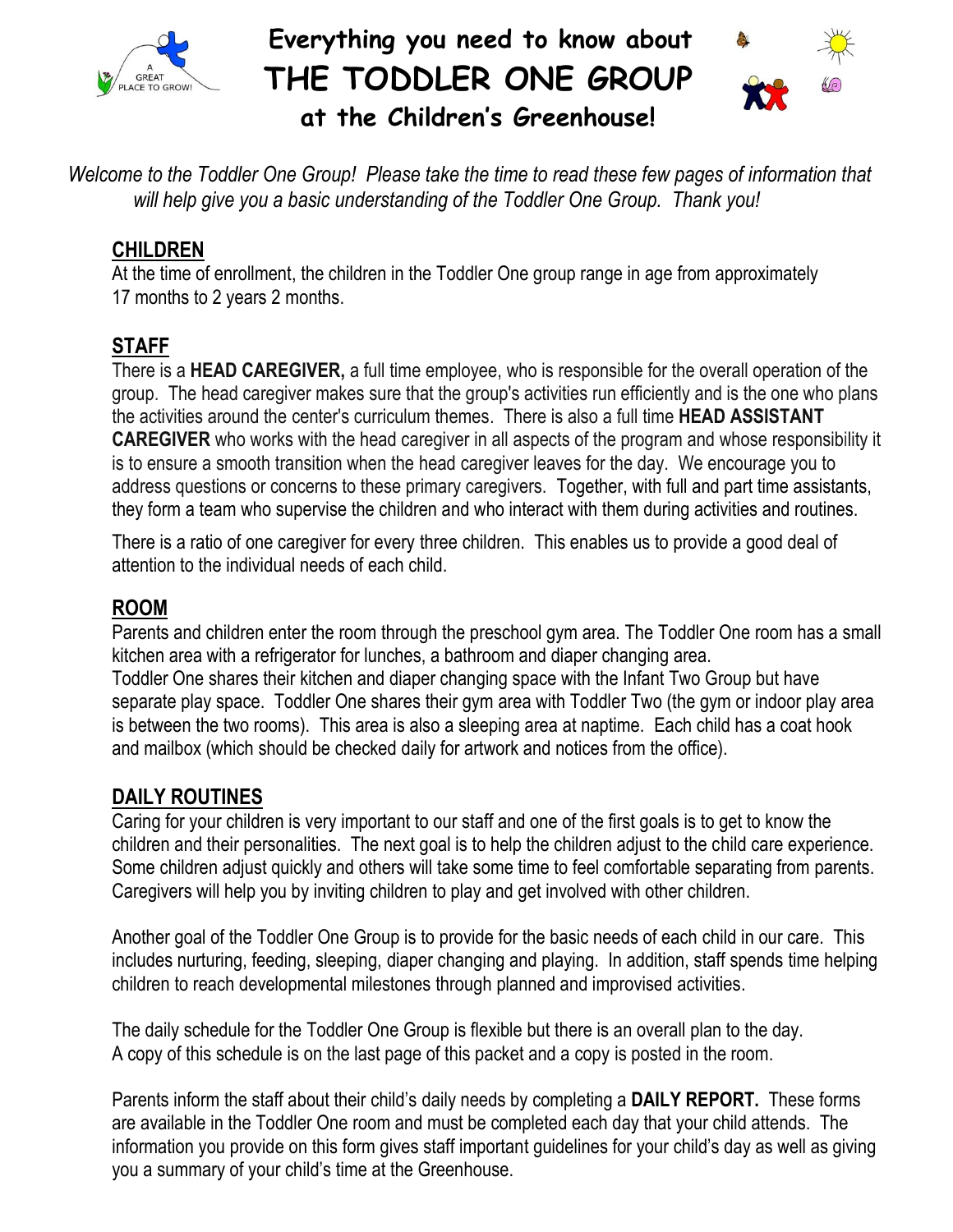# Everything you need to know about THE TODDLER ONE GROUP at the Children's Greenhouse!

*Welcome to the Toddler One Group! Please take the time to read these few pages of information that will help give you a basic understanding of the Toddler One Group. Thank you!*

## CHILDREN

At the time of enrollment, the children in the Toddler One group range in age from approximately 17 months to 2 years 2 months.

## STAFF

There is a **HEAD CAREGIVER,** a full time employee, who is responsible for the overall operation of the group. The head caregiver makes sure that the group's activities run efficiently and is the one who plans the activities around the center's curriculum themes. There is also a full time **HEAD ASSISTANT CAREGIVER** who works with the head caregiver in all aspects of the program and whose responsibility it is to ensure a smooth transition when the head caregiver leaves for the day. We encourage you to address questions or concerns to these primary caregivers. Together, with full and part time assistants, they form a team who supervise the children and who interact with them during activities and routines.

There is a ratio of one caregiver for every three children. This enables us to provide a good deal of attention to the individual needs of each child.

## ROOM

Parents and children enter the room through the preschool gym area. The Toddler One room has a small kitchen area with a refrigerator for lunches, a bathroom and diaper changing area.
Toddler One shares their kitchen and diaper changing space with the Infant Two Group but have separate play space. Toddler One shares their gym area with Toddler Two (the gym or indoor play area is between the two rooms). This area is also a sleeping area at naptime. Each child has a coat hook and mailbox (which should be checked daily for artwork and notices from the office).

## DAILY ROUTINES

Caring for your children is very important to our staff and one of the first goals is to get to know the children and their personalities. The next goal is to help the children adjust to the child care experience. Some children adjust quickly and others will take some time to feel comfortable separating from parents. Caregivers will help you by inviting children to play and get involved with other children.

Another goal of the Toddler One Group is to provide for the basic needs of each child in our care. This includes nurturing, feeding, sleeping, diaper changing and playing. In addition, staff spends time helping children to reach developmental milestones through planned and improvised activities.

The daily schedule for the Toddler One Group is flexible but there is an overall plan to the day.
A copy of this schedule is on the last page of this packet and a copy is posted in the room.

Parents inform the staff about their child's daily needs by completing a **DAILY REPORT.** These forms are available in the Toddler One room and must be completed each day that your child attends. The information you provide on this form gives staff important guidelines for your child's day as well as giving you a summary of your child's time at the Greenhouse.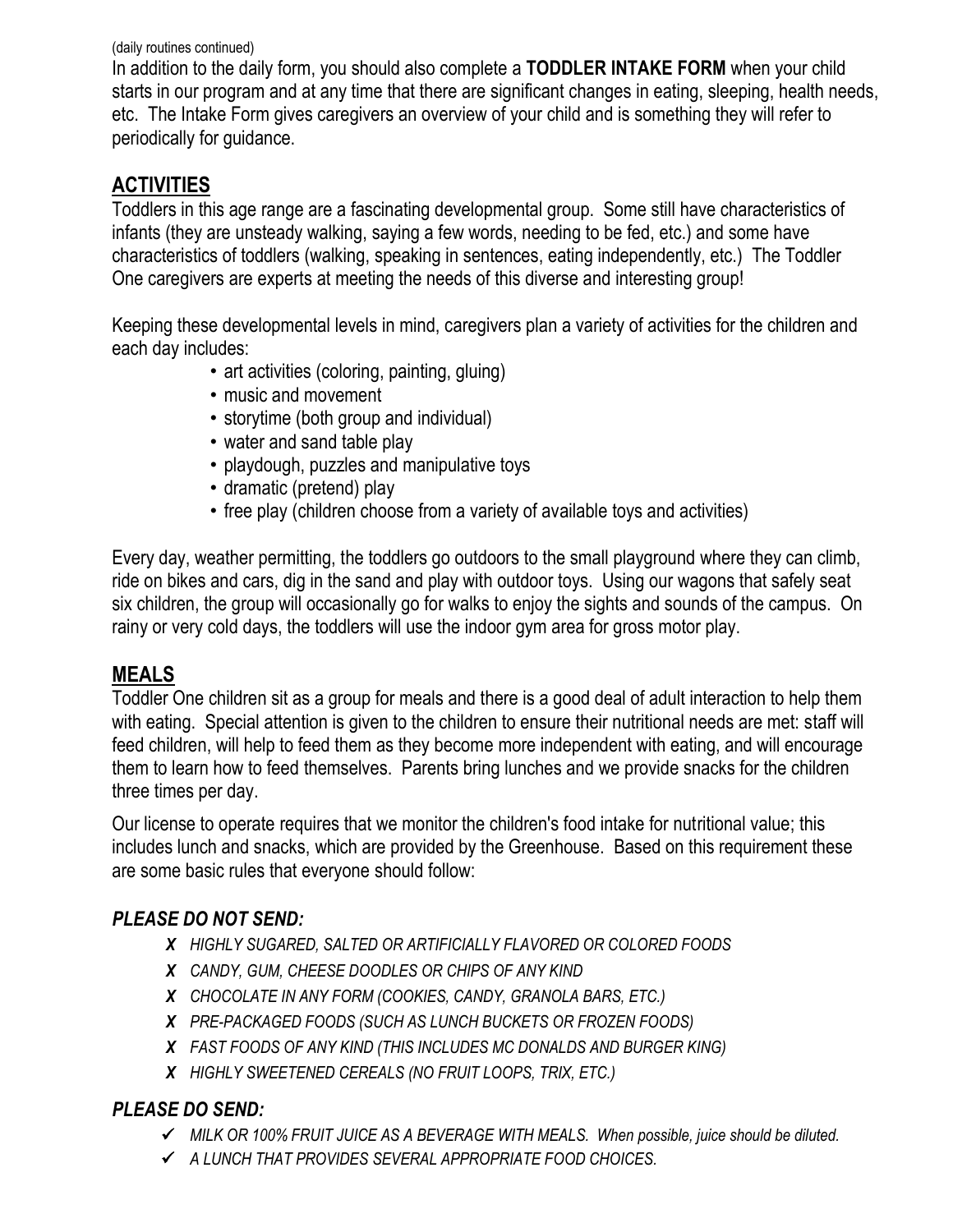(daily routines continued)

In addition to the daily form, you should also complete a **TODDLER INTAKE FORM** when your child starts in our program and at any time that there are significant changes in eating, sleeping, health needs, etc. The Intake Form gives caregivers an overview of your child and is something they will refer to periodically for guidance.

## ACTIVITIES

Toddlers in this age range are a fascinating developmental group. Some still have characteristics of infants (they are unsteady walking, saying a few words, needing to be fed, etc.) and some have characteristics of toddlers (walking, speaking in sentences, eating independently, etc.) The Toddler One caregivers are experts at meeting the needs of this diverse and interesting group!

Keeping these developmental levels in mind, caregivers plan a variety of activities for the children and each day includes:

- art activities (coloring, painting, gluing)
- music and movement
- storytime (both group and individual)
- water and sand table play
- playdough, puzzles and manipulative toys
- dramatic (pretend) play
- free play (children choose from a variety of available toys and activities)

Every day, weather permitting, the toddlers go outdoors to the small playground where they can climb, ride on bikes and cars, dig in the sand and play with outdoor toys. Using our wagons that safely seat six children, the group will occasionally go for walks to enjoy the sights and sounds of the campus. On rainy or very cold days, the toddlers will use the indoor gym area for gross motor play.

## MEALS

Toddler One children sit as a group for meals and there is a good deal of adult interaction to help them with eating. Special attention is given to the children to ensure their nutritional needs are met: staff will feed children, will help to feed them as they become more independent with eating, and will encourage them to learn how to feed themselves. Parents bring lunches and we provide snacks for the children three times per day.

Our license to operate requires that we monitor the children's food intake for nutritional value; this includes lunch and snacks, which are provided by the Greenhouse. Based on this requirement these are some basic rules that everyone should follow:

### *PLEASE DO NOT SEND:*

- ✗ *HIGHLY SUGARED, SALTED OR ARTIFICIALLY FLAVORED OR COLORED FOODS*
- ✗ *CANDY, GUM, CHEESE DOODLES OR CHIPS OF ANY KIND*
- ✗ *CHOCOLATE IN ANY FORM (COOKIES, CANDY, GRANOLA BARS, ETC.)*
- ✗ *PRE-PACKAGED FOODS (SUCH AS LUNCH BUCKETS OR FROZEN FOODS)*
- ✗ *FAST FOODS OF ANY KIND (THIS INCLUDES MC DONALDS AND BURGER KING)*
- ✗ *HIGHLY SWEETENED CEREALS (NO FRUIT LOOPS, TRIX, ETC.)*

### *PLEASE DO SEND:*

- ✓ *MILK OR 100% FRUIT JUICE AS A BEVERAGE WITH MEALS. When possible, juice should be diluted.*
- ✓ *A LUNCH THAT PROVIDES SEVERAL APPROPRIATE FOOD CHOICES.*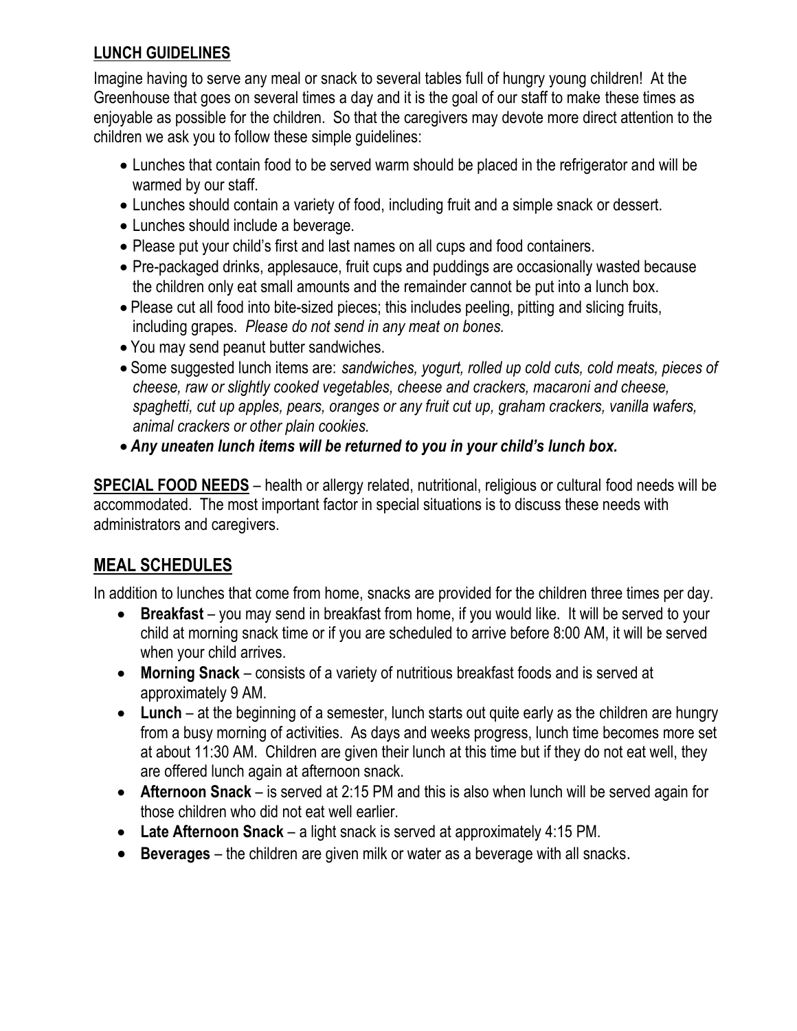## LUNCH GUIDELINES

Imagine having to serve any meal or snack to several tables full of hungry young children! At the Greenhouse that goes on several times a day and it is the goal of our staff to make these times as enjoyable as possible for the children. So that the caregivers may devote more direct attention to the children we ask you to follow these simple guidelines:

- Lunches that contain food to be served warm should be placed in the refrigerator and will be warmed by our staff.
- Lunches should contain a variety of food, including fruit and a simple snack or dessert.
- Lunches should include a beverage.
- Please put your child's first and last names on all cups and food containers.
- Pre-packaged drinks, applesauce, fruit cups and puddings are occasionally wasted because the children only eat small amounts and the remainder cannot be put into a lunch box.
- Please cut all food into bite-sized pieces; this includes peeling, pitting and slicing fruits, including grapes. *Please do not send in any meat on bones.*
- You may send peanut butter sandwiches.
- Some suggested lunch items are: *sandwiches, yogurt, rolled up cold cuts, cold meats, pieces of cheese, raw or slightly cooked vegetables, cheese and crackers, macaroni and cheese, spaghetti, cut up apples, pears, oranges or any fruit cut up, graham crackers, vanilla wafers, animal crackers or other plain cookies.*
- ***Any uneaten lunch items will be returned to you in your child's lunch box.***

**SPECIAL FOOD NEEDS** – health or allergy related, nutritional, religious or cultural food needs will be accommodated. The most important factor in special situations is to discuss these needs with administrators and caregivers.

## MEAL SCHEDULES

In addition to lunches that come from home, snacks are provided for the children three times per day.

- **Breakfast** – you may send in breakfast from home, if you would like. It will be served to your child at morning snack time or if you are scheduled to arrive before 8:00 AM, it will be served when your child arrives.
- **Morning Snack** – consists of a variety of nutritious breakfast foods and is served at approximately 9 AM.
- **Lunch** – at the beginning of a semester, lunch starts out quite early as the children are hungry from a busy morning of activities. As days and weeks progress, lunch time becomes more set at about 11:30 AM. Children are given their lunch at this time but if they do not eat well, they are offered lunch again at afternoon snack.
- **Afternoon Snack** – is served at 2:15 PM and this is also when lunch will be served again for those children who did not eat well earlier.
- **Late Afternoon Snack** – a light snack is served at approximately 4:15 PM.
- **Beverages** – the children are given milk or water as a beverage with all snacks.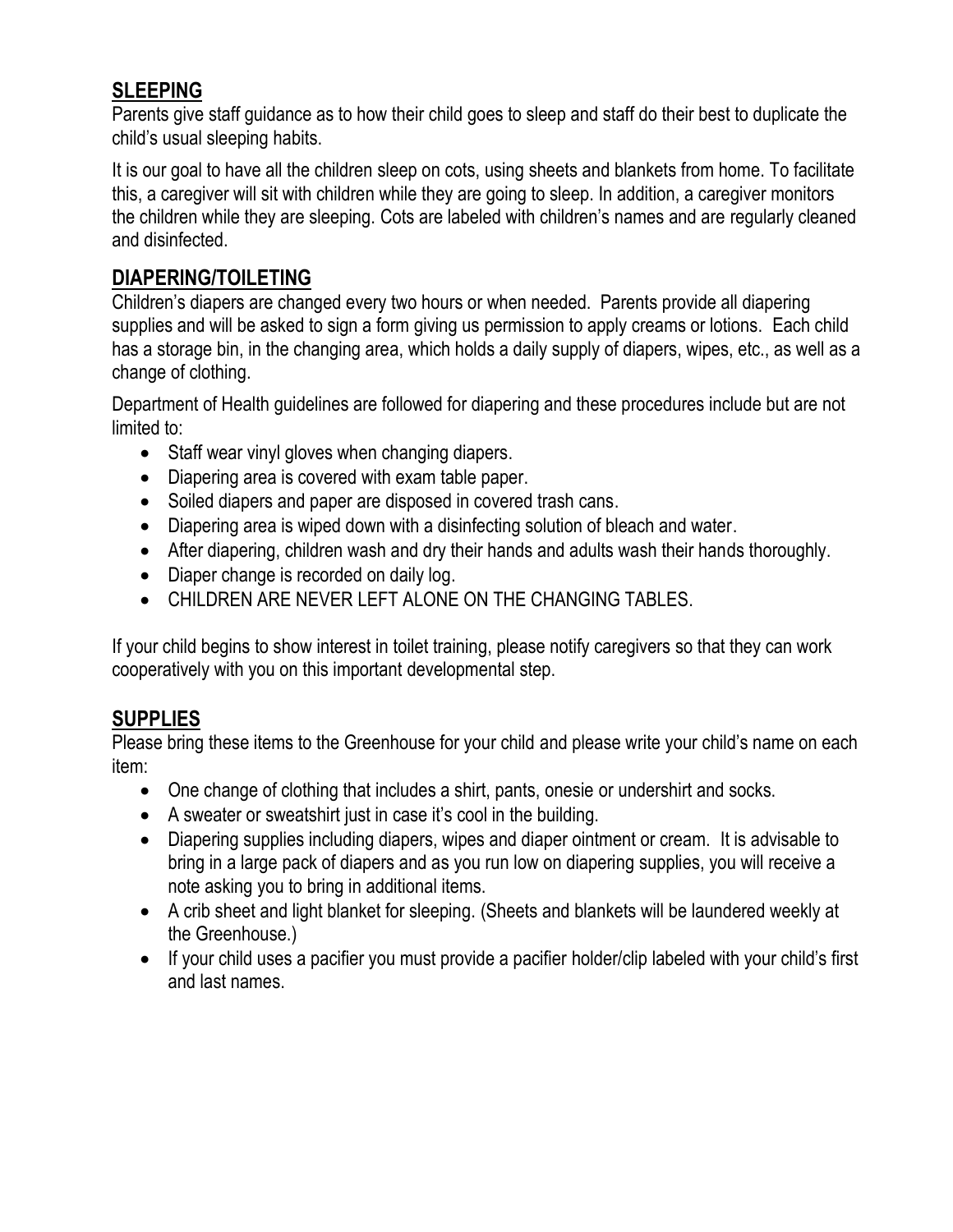## SLEEPING

Parents give staff guidance as to how their child goes to sleep and staff do their best to duplicate the child's usual sleeping habits.

It is our goal to have all the children sleep on cots, using sheets and blankets from home. To facilitate this, a caregiver will sit with children while they are going to sleep. In addition, a caregiver monitors the children while they are sleeping. Cots are labeled with children's names and are regularly cleaned and disinfected.

## DIAPERING/TOILETING

Children's diapers are changed every two hours or when needed. Parents provide all diapering supplies and will be asked to sign a form giving us permission to apply creams or lotions. Each child has a storage bin, in the changing area, which holds a daily supply of diapers, wipes, etc., as well as a change of clothing.

Department of Health guidelines are followed for diapering and these procedures include but are not limited to:

- Staff wear vinyl gloves when changing diapers.
- Diapering area is covered with exam table paper.
- Soiled diapers and paper are disposed in covered trash cans.
- Diapering area is wiped down with a disinfecting solution of bleach and water.
- After diapering, children wash and dry their hands and adults wash their hands thoroughly.
- Diaper change is recorded on daily log.
- CHILDREN ARE NEVER LEFT ALONE ON THE CHANGING TABLES.

If your child begins to show interest in toilet training, please notify caregivers so that they can work cooperatively with you on this important developmental step.

## SUPPLIES

Please bring these items to the Greenhouse for your child and please write your child's name on each item:

- One change of clothing that includes a shirt, pants, onesie or undershirt and socks.
- A sweater or sweatshirt just in case it's cool in the building.
- Diapering supplies including diapers, wipes and diaper ointment or cream. It is advisable to bring in a large pack of diapers and as you run low on diapering supplies, you will receive a note asking you to bring in additional items.
- A crib sheet and light blanket for sleeping. (Sheets and blankets will be laundered weekly at the Greenhouse.)
- If your child uses a pacifier you must provide a pacifier holder/clip labeled with your child's first and last names.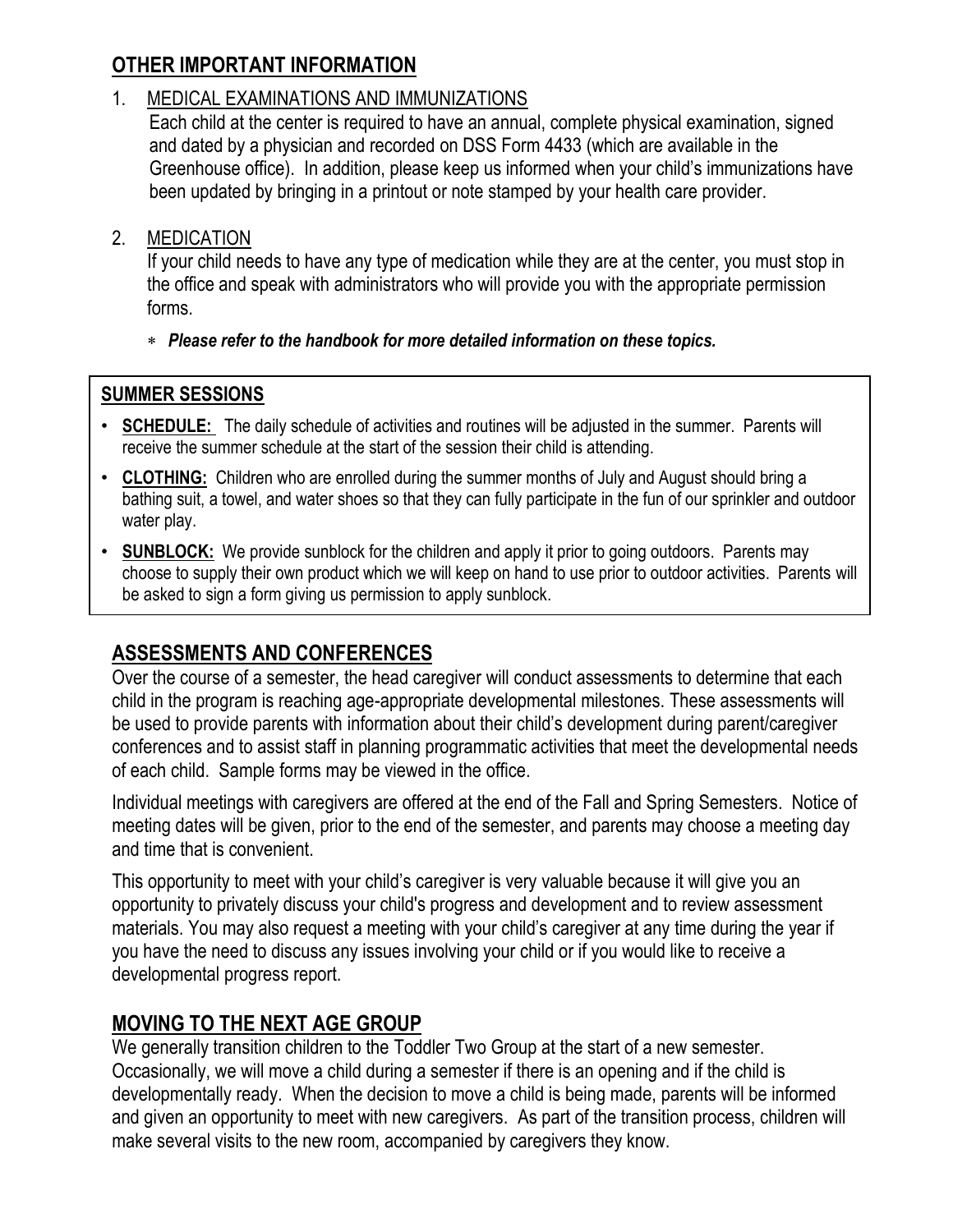## OTHER IMPORTANT INFORMATION

1. MEDICAL EXAMINATIONS AND IMMUNIZATIONS

   Each child at the center is required to have an annual, complete physical examination, signed and dated by a physician and recorded on DSS Form 4433 (which are available in the Greenhouse office). In addition, please keep us informed when your child's immunizations have been updated by bringing in a printout or note stamped by your health care provider.

2. MEDICATION

   If your child needs to have any type of medication while they are at the center, you must stop in the office and speak with administrators who will provide you with the appropriate permission forms.

   - ***Please refer to the handbook for more detailed information on these topics.***

### SUMMER SESSIONS

- **SCHEDULE:** The daily schedule of activities and routines will be adjusted in the summer. Parents will receive the summer schedule at the start of the session their child is attending.
- **CLOTHING:** Children who are enrolled during the summer months of July and August should bring a bathing suit, a towel, and water shoes so that they can fully participate in the fun of our sprinkler and outdoor water play.
- **SUNBLOCK:** We provide sunblock for the children and apply it prior to going outdoors. Parents may choose to supply their own product which we will keep on hand to use prior to outdoor activities. Parents will be asked to sign a form giving us permission to apply sunblock.

## ASSESSMENTS AND CONFERENCES

Over the course of a semester, the head caregiver will conduct assessments to determine that each child in the program is reaching age-appropriate developmental milestones. These assessments will be used to provide parents with information about their child's development during parent/caregiver conferences and to assist staff in planning programmatic activities that meet the developmental needs of each child. Sample forms may be viewed in the office.

Individual meetings with caregivers are offered at the end of the Fall and Spring Semesters. Notice of meeting dates will be given, prior to the end of the semester, and parents may choose a meeting day and time that is convenient.

This opportunity to meet with your child's caregiver is very valuable because it will give you an opportunity to privately discuss your child's progress and development and to review assessment materials. You may also request a meeting with your child's caregiver at any time during the year if you have the need to discuss any issues involving your child or if you would like to receive a developmental progress report.

## MOVING TO THE NEXT AGE GROUP

We generally transition children to the Toddler Two Group at the start of a new semester. Occasionally, we will move a child during a semester if there is an opening and if the child is developmentally ready. When the decision to move a child is being made, parents will be informed and given an opportunity to meet with new caregivers. As part of the transition process, children will make several visits to the new room, accompanied by caregivers they know.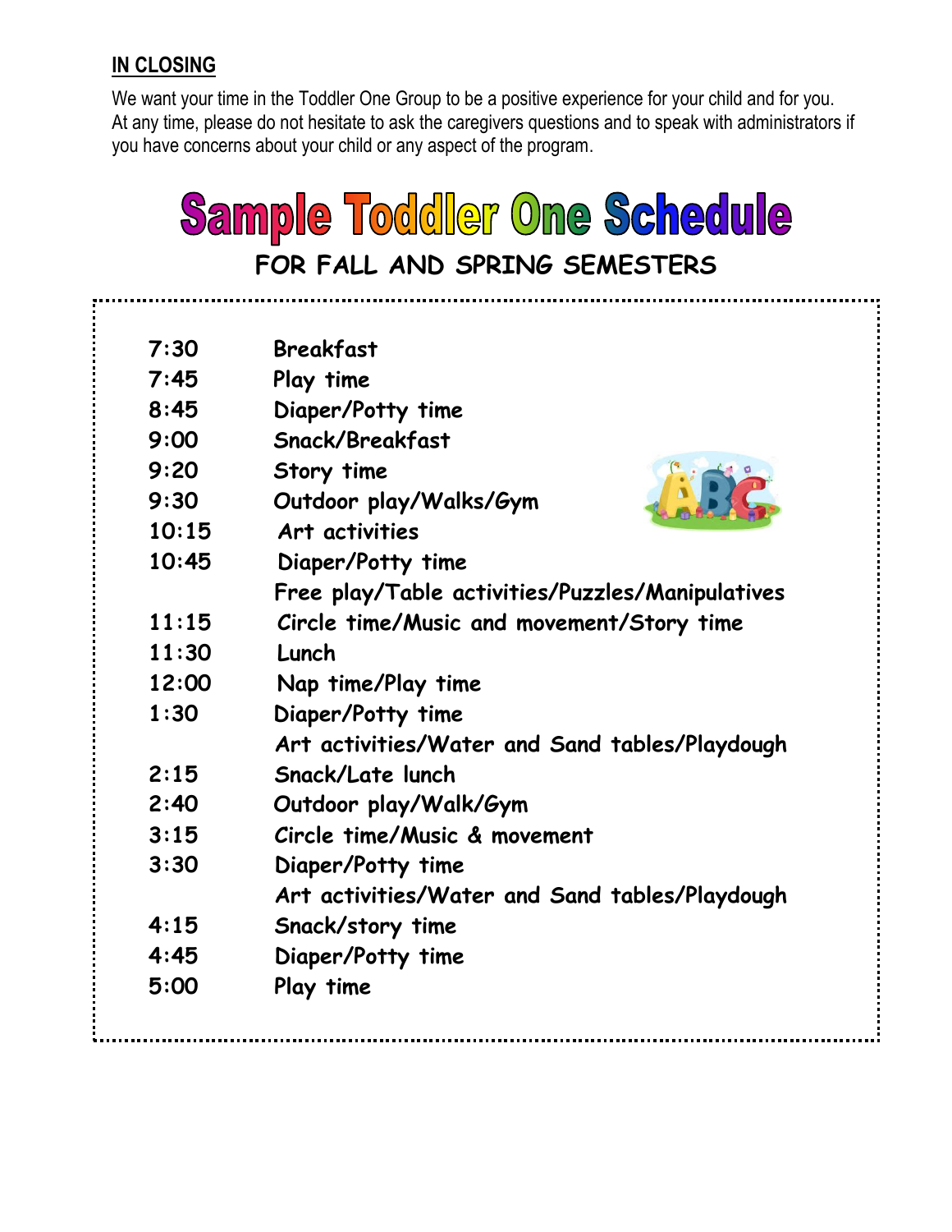## IN CLOSING

We want your time in the Toddler One Group to be a positive experience for your child and for you. At any time, please do not hesitate to ask the caregivers questions and to speak with administrators if you have concerns about your child or any aspect of the program.

# Sample Toddler One Schedule

### FOR FALL AND SPRING SEMESTERS

| | |
|---|---|
| 7:30 | Breakfast |
| 7:45 | Play time |
| 8:45 | Diaper/Potty time |
| 9:00 | Snack/Breakfast |
| 9:20 | Story time |
| 9:30 | Outdoor play/Walks/Gym |
| 10:15 | Art activities |
| 10:45 | Diaper/Potty time |
| | Free play/Table activities/Puzzles/Manipulatives |
| 11:15 | Circle time/Music and movement/Story time |
| 11:30 | Lunch |
| 12:00 | Nap time/Play time |
| 1:30 | Diaper/Potty time |
| | Art activities/Water and Sand tables/Playdough |
| 2:15 | Snack/Late lunch |
| 2:40 | Outdoor play/Walk/Gym |
| 3:15 | Circle time/Music & movement |
| 3:30 | Diaper/Potty time |
| | Art activities/Water and Sand tables/Playdough |
| 4:15 | Snack/story time |
| 4:45 | Diaper/Potty time |
| 5:00 | Play time |